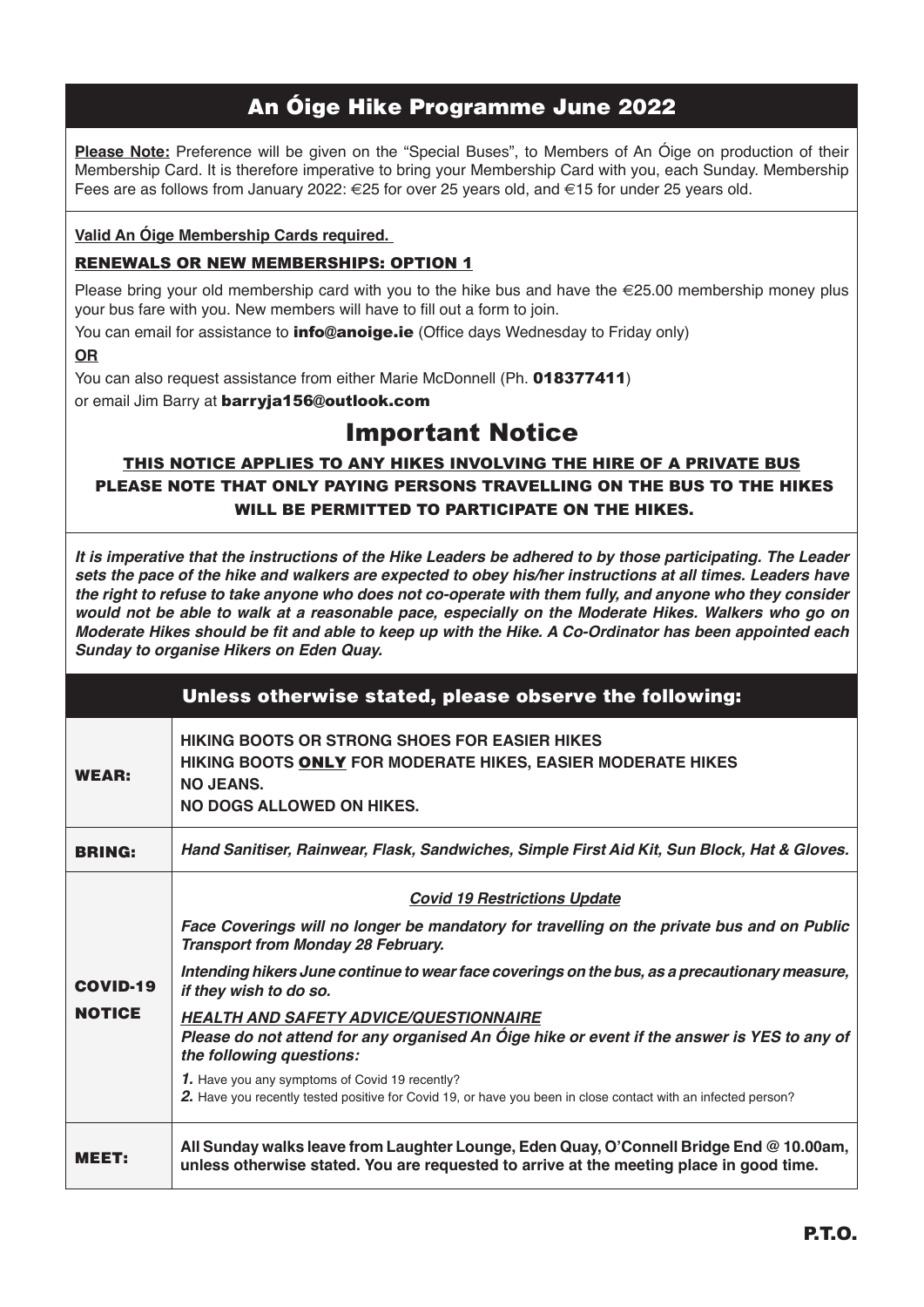# An Óige Hike Programme June 2022

**Please Note:** Preference will be given on the "Special Buses", to Members of An Óige on production of their Membership Card. It is therefore imperative to bring your Membership Card with you, each Sunday. Membership Fees are as follows from January 2022: €25 for over 25 years old, and €15 for under 25 years old.

**Valid An Óige Membership Cards required.**

**RENEWALS OR NEW MEMBERSHIPS: OPTION 1**

Please bring your old membership card with you to the hike bus and have the €25.00 membership money plus your bus fare with you. New members will have to fill out a form to join.

You can email for assistance to **info@anoige.ie** (Office days Wednesday to Friday only)

**OR**

You can also request assistance from either Marie McDonnell (Ph. **018377411**)
or email Jim Barry at **barryja156@outlook.com**

## Important Notice

**THIS NOTICE APPLIES TO ANY HIKES INVOLVING THE HIRE OF A PRIVATE BUS**
**PLEASE NOTE THAT ONLY PAYING PERSONS TRAVELLING ON THE BUS TO THE HIKES WILL BE PERMITTED TO PARTICIPATE ON THE HIKES.**

***It is imperative that the instructions of the Hike Leaders be adhered to by those participating. The Leader sets the pace of the hike and walkers are expected to obey his/her instructions at all times. Leaders have the right to refuse to take anyone who does not co-operate with them fully, and anyone who they consider would not be able to walk at a reasonable pace, especially on the Moderate Hikes. Walkers who go on Moderate Hikes should be fit and able to keep up with the Hike. A Co-Ordinator has been appointed each Sunday to organise Hikers on Eden Quay.***

## Unless otherwise stated, please observe the following:

| | |
|---|---|
| **WEAR:** | **HIKING BOOTS OR STRONG SHOES FOR EASIER HIKES**<br>**HIKING BOOTS ONLY FOR MODERATE HIKES, EASIER MODERATE HIKES**<br>**NO JEANS.**<br>**NO DOGS ALLOWED ON HIKES.** |
| **BRING:** | ***Hand Sanitiser, Rainwear, Flask, Sandwiches, Simple First Aid Kit, Sun Block, Hat & Gloves.*** |
| **COVID-19 NOTICE** | ***Covid 19 Restrictions Update***<br>***Face Coverings will no longer be mandatory for travelling on the private bus and on Public Transport from Monday 28 February.***<br>***Intending hikers June continue to wear face coverings on the bus, as a precautionary measure, if they wish to do so.***<br>***HEALTH AND SAFETY ADVICE/QUESTIONNAIRE***<br>***Please do not attend for any organised An Óige hike or event if the answer is YES to any of the following questions:***<br>***1.*** Have you any symptoms of Covid 19 recently?<br>***2.*** Have you recently tested positive for Covid 19, or have you been in close contact with an infected person? |
| **MEET:** | **All Sunday walks leave from Laughter Lounge, Eden Quay, O'Connell Bridge End @ 10.00am, unless otherwise stated. You are requested to arrive at the meeting place in good time.** |

**P.T.O.**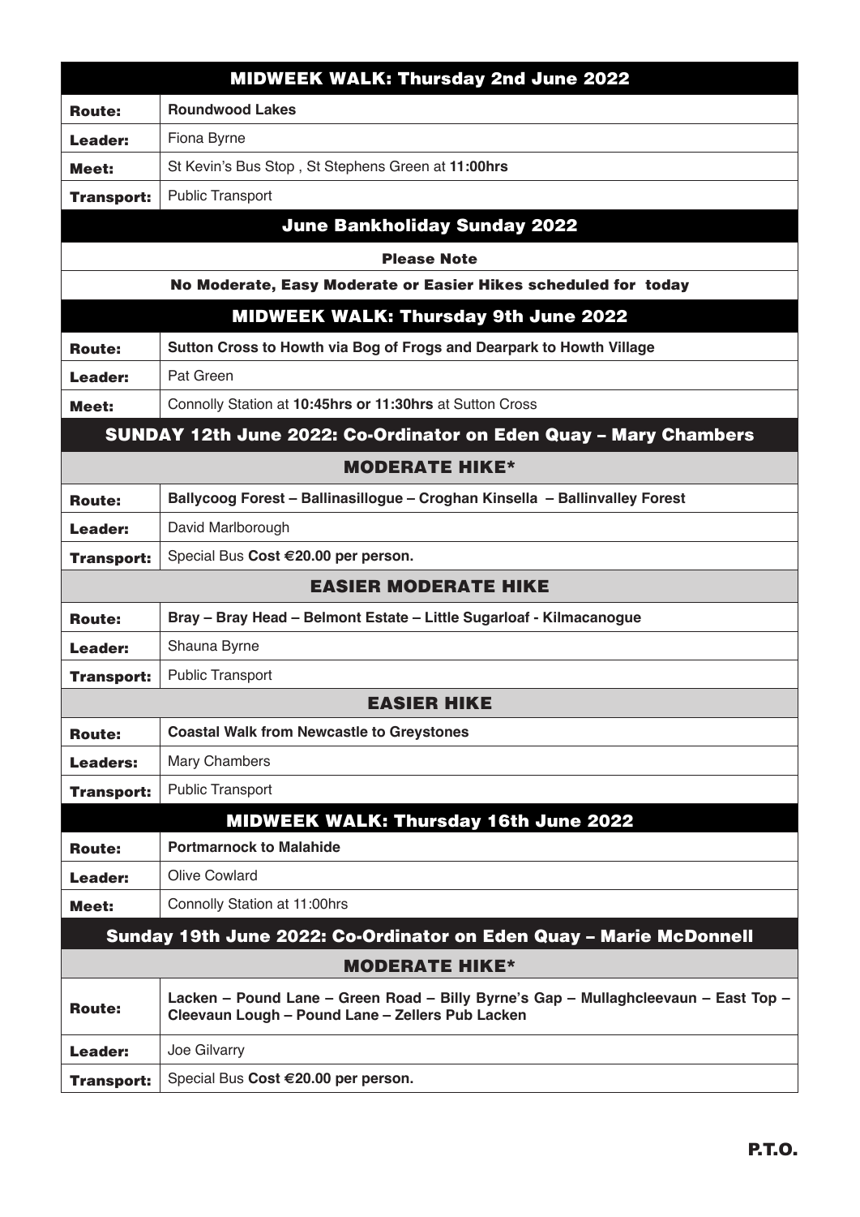| MIDWEEK WALK: Thursday 2nd June 2022 | |
|---|---|
| **Route:** | **Roundwood Lakes** |
| **Leader:** | Fiona Byrne |
| **Meet:** | St Kevin's Bus Stop , St Stephens Green at **11:00hrs** |
| **Transport:** | Public Transport |

| June Bankholiday Sunday 2022 |
|---|
| **Please Note** |
| **No Moderate, Easy Moderate or Easier Hikes scheduled for today** |

| MIDWEEK WALK: Thursday 9th June 2022 | |
|---|---|
| **Route:** | **Sutton Cross to Howth via Bog of Frogs and Dearpark to Howth Village** |
| **Leader:** | Pat Green |
| **Meet:** | Connolly Station at **10:45hrs or 11:30hrs** at Sutton Cross |

| SUNDAY 12th June 2022: Co-Ordinator on Eden Quay – Mary Chambers | |
|---|---|
| **MODERATE HIKE*** | |
| **Route:** | **Ballycoog Forest – Ballinasillogue – Croghan Kinsella – Ballinvalley Forest** |
| **Leader:** | David Marlborough |
| **Transport:** | Special Bus **Cost €20.00 per person.** |
| **EASIER MODERATE HIKE** | |
| **Route:** | **Bray – Bray Head – Belmont Estate – Little Sugarloaf - Kilmacanogue** |
| **Leader:** | Shauna Byrne |
| **Transport:** | Public Transport |
| **EASIER HIKE** | |
| **Route:** | **Coastal Walk from Newcastle to Greystones** |
| **Leaders:** | Mary Chambers |
| **Transport:** | Public Transport |

| MIDWEEK WALK: Thursday 16th June 2022 | |
|---|---|
| **Route:** | **Portmarnock to Malahide** |
| **Leader:** | Olive Cowlard |
| **Meet:** | Connolly Station at 11:00hrs |

| Sunday 19th June 2022: Co-Ordinator on Eden Quay – Marie McDonnell | |
|---|---|
| **MODERATE HIKE*** | |
| **Route:** | **Lacken – Pound Lane – Green Road – Billy Byrne's Gap – Mullaghcleevaun – East Top – Cleevaun Lough – Pound Lane – Zellers Pub Lacken** |
| **Leader:** | Joe Gilvarry |
| **Transport:** | Special Bus **Cost €20.00 per person.** |

**P.T.O.**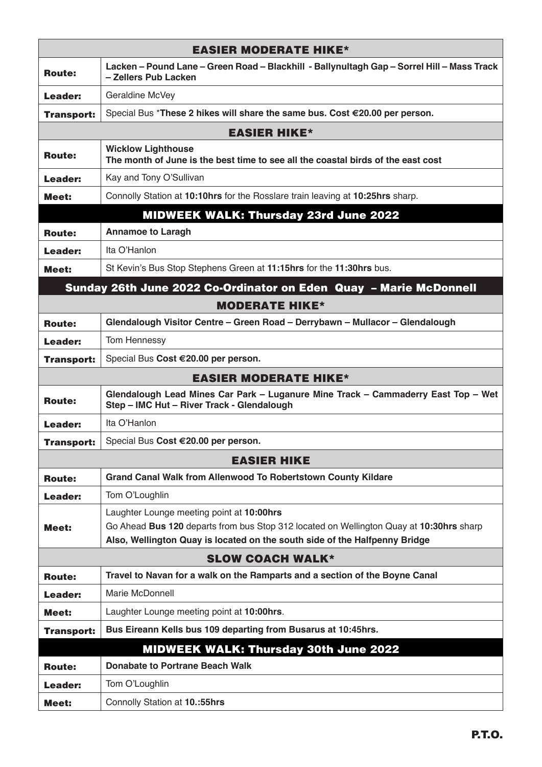| EASIER MODERATE HIKE* | |
|---|---|
| **Route:** | **Lacken – Pound Lane – Green Road – Blackhill - Ballynultagh Gap – Sorrel Hill – Mass Track – Zellers Pub Lacken** |
| **Leader:** | Geraldine McVey |
| **Transport:** | Special Bus ***These 2 hikes will share the same bus. Cost €20.00 per person.** |

| EASIER HIKE* | |
|---|---|
| **Route:** | **Wicklow Lighthouse**<br>**The month of June is the best time to see all the coastal birds of the east cost** |
| **Leader:** | Kay and Tony O'Sullivan |
| **Meet:** | Connolly Station at **10:10hrs** for the Rosslare train leaving at **10:25hrs** sharp. |

## MIDWEEK WALK: Thursday 23rd June 2022

| | |
|---|---|
| **Route:** | **Annamoe to Laragh** |
| **Leader:** | Ita O'Hanlon |
| **Meet:** | St Kevin's Bus Stop Stephens Green at **11:15hrs** for the **11:30hrs** bus. |

## Sunday 26th June 2022 Co-Ordinator on Eden Quay – Marie McDonnell

| MODERATE HIKE* | |
|---|---|
| **Route:** | **Glendalough Visitor Centre – Green Road – Derrybawn – Mullacor – Glendalough** |
| **Leader:** | Tom Hennessy |
| **Transport:** | Special Bus **Cost €20.00 per person.** |

| EASIER MODERATE HIKE* | |
|---|---|
| **Route:** | **Glendalough Lead Mines Car Park – Luganure Mine Track – Cammaderry East Top – Wet Step – IMC Hut – River Track - Glendalough** |
| **Leader:** | Ita O'Hanlon |
| **Transport:** | Special Bus **Cost €20.00 per person.** |

| EASIER HIKE | |
|---|---|
| **Route:** | **Grand Canal Walk from Allenwood To Robertstown County Kildare** |
| **Leader:** | Tom O'Loughlin |
| **Meet:** | Laughter Lounge meeting point at **10:00hrs**<br>Go Ahead **Bus 120** departs from bus Stop 312 located on Wellington Quay at **10:30hrs** sharp<br>**Also, Wellington Quay is located on the south side of the Halfpenny Bridge** |

| SLOW COACH WALK* | |
|---|---|
| **Route:** | **Travel to Navan for a walk on the Ramparts and a section of the Boyne Canal** |
| **Leader:** | Marie McDonnell |
| **Meet:** | Laughter Lounge meeting point at **10:00hrs**. |
| **Transport:** | **Bus Eireann Kells bus 109 departing from Busarus at 10:45hrs.** |

## MIDWEEK WALK: Thursday 30th June 2022

| | |
|---|---|
| **Route:** | **Donabate to Portrane Beach Walk** |
| **Leader:** | Tom O'Loughlin |
| **Meet:** | Connolly Station at **10.:55hrs** |

**P.T.O.**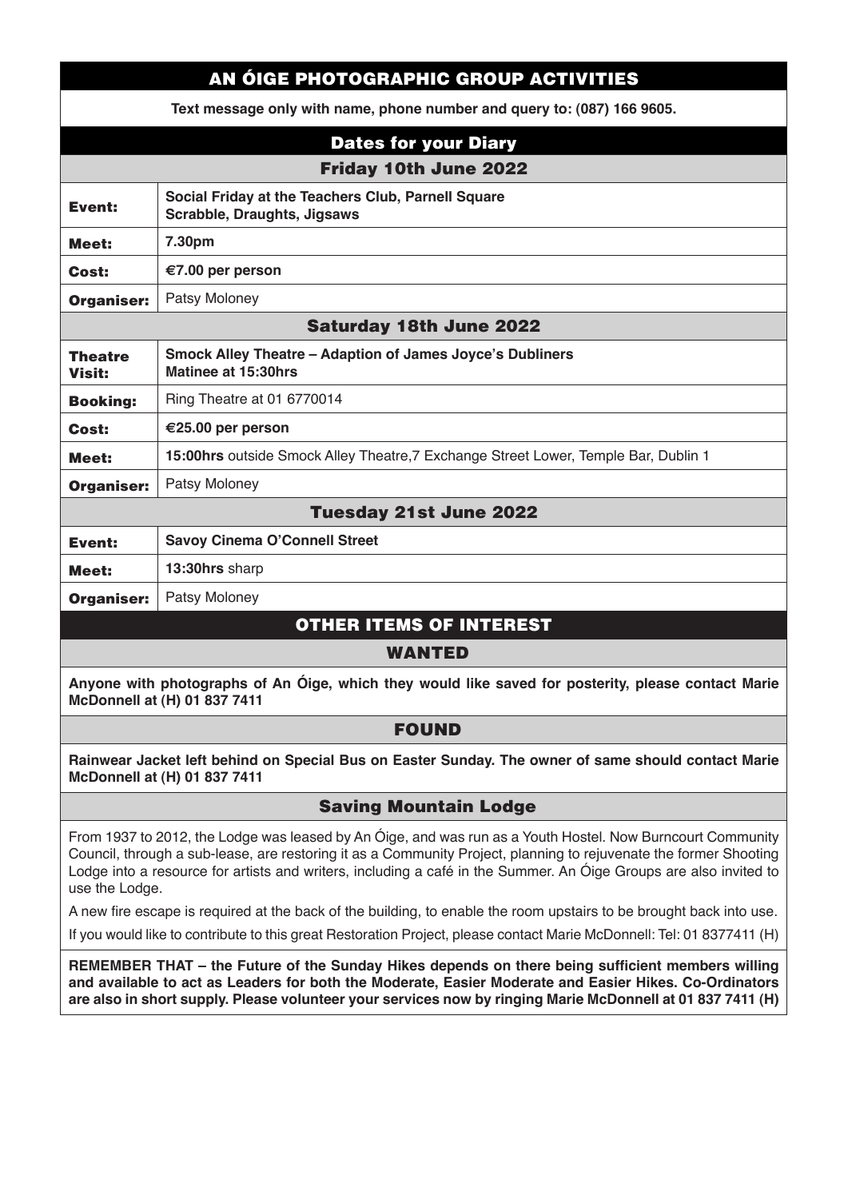# AN ÓIGE PHOTOGRAPHIC GROUP ACTIVITIES

**Text message only with name, phone number and query to: (087) 166 9605.**

## Dates for your Diary

### Friday 10th June 2022

| | |
|---|---|
| **Event:** | **Social Friday at the Teachers Club, Parnell Square**<br>**Scrabble, Draughts, Jigsaws** |
| **Meet:** | **7.30pm** |
| **Cost:** | **€7.00 per person** |
| **Organiser:** | Patsy Moloney |

### Saturday 18th June 2022

| | |
|---|---|
| **Theatre Visit:** | **Smock Alley Theatre – Adaption of James Joyce's Dubliners**<br>**Matinee at 15:30hrs** |
| **Booking:** | Ring Theatre at 01 6770014 |
| **Cost:** | **€25.00 per person** |
| **Meet:** | **15:00hrs** outside Smock Alley Theatre,7 Exchange Street Lower, Temple Bar, Dublin 1 |
| **Organiser:** | Patsy Moloney |

### Tuesday 21st June 2022

| | |
|---|---|
| **Event:** | **Savoy Cinema O'Connell Street** |
| **Meet:** | **13:30hrs** sharp |
| **Organiser:** | Patsy Moloney |

## OTHER ITEMS OF INTEREST

### WANTED

**Anyone with photographs of An Óige, which they would like saved for posterity, please contact Marie McDonnell at (H) 01 837 7411**

### FOUND

**Rainwear Jacket left behind on Special Bus on Easter Sunday. The owner of same should contact Marie McDonnell at (H) 01 837 7411**

### Saving Mountain Lodge

From 1937 to 2012, the Lodge was leased by An Óige, and was run as a Youth Hostel. Now Burncourt Community Council, through a sub-lease, are restoring it as a Community Project, planning to rejuvenate the former Shooting Lodge into a resource for artists and writers, including a café in the Summer. An Óige Groups are also invited to use the Lodge.

A new fire escape is required at the back of the building, to enable the room upstairs to be brought back into use.

If you would like to contribute to this great Restoration Project, please contact Marie McDonnell: Tel: 01 8377411 (H)

**REMEMBER THAT – the Future of the Sunday Hikes depends on there being sufficient members willing and available to act as Leaders for both the Moderate, Easier Moderate and Easier Hikes. Co-Ordinators are also in short supply. Please volunteer your services now by ringing Marie McDonnell at 01 837 7411 (H)**